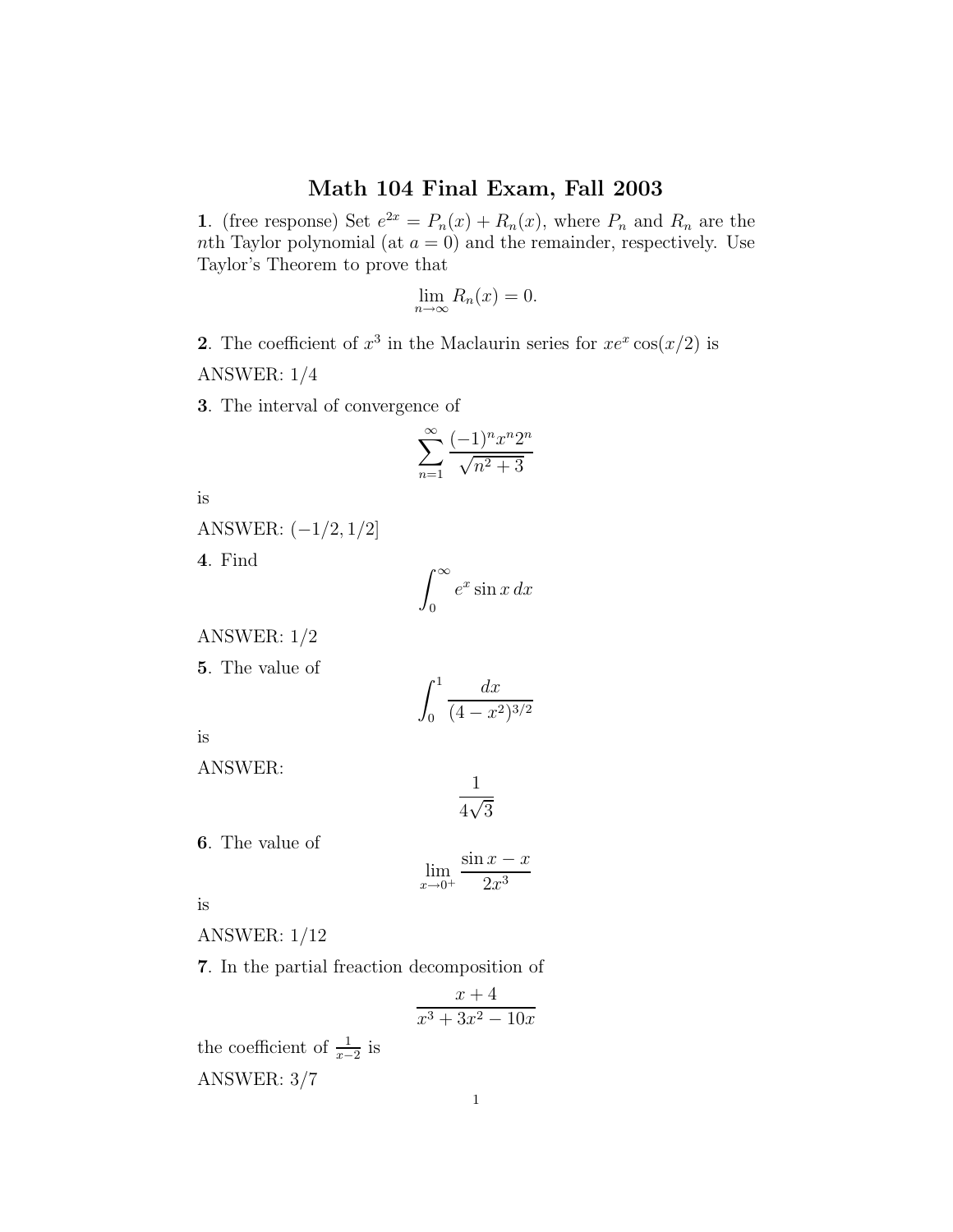# Math 104 Final Exam, Fall 2003

**1**. (free response) Set $e^{2x} = P_n(x) + R_n(x)$, where $P_n$ and $R_n$ are the $n$th Taylor polynomial (at $a = 0$) and the remainder, respectively. Use Taylor's Theorem to prove that

$$\lim_{n\to\infty} R_n(x) = 0.$$

**2**. The coefficient of $x^3$ in the Maclaurin series for $xe^x \cos(x/2)$ is

ANSWER: 1/4

**3**. The interval of convergence of

$$\sum_{n=1}^{\infty} \frac{(-1)^n x^n 2^n}{\sqrt{n^2+3}}$$

is

ANSWER: $(-1/2, 1/2]$

**4**. Find

$$\int_0^{\infty} e^x \sin x \, dx$$

ANSWER: 1/2

**5**. The value of

$$\int_0^1 \frac{dx}{(4-x^2)^{3/2}}$$

is

ANSWER:

$$\frac{1}{4\sqrt{3}}$$

**6**. The value of

$$\lim_{x\to 0^+} \frac{\sin x - x}{2x^3}$$

is

ANSWER: 1/12

**7**. In the partial freaction decomposition of

$$\frac{x+4}{x^3+3x^2-10x}$$

the coefficient of $\frac{1}{x-2}$ is

ANSWER: 3/7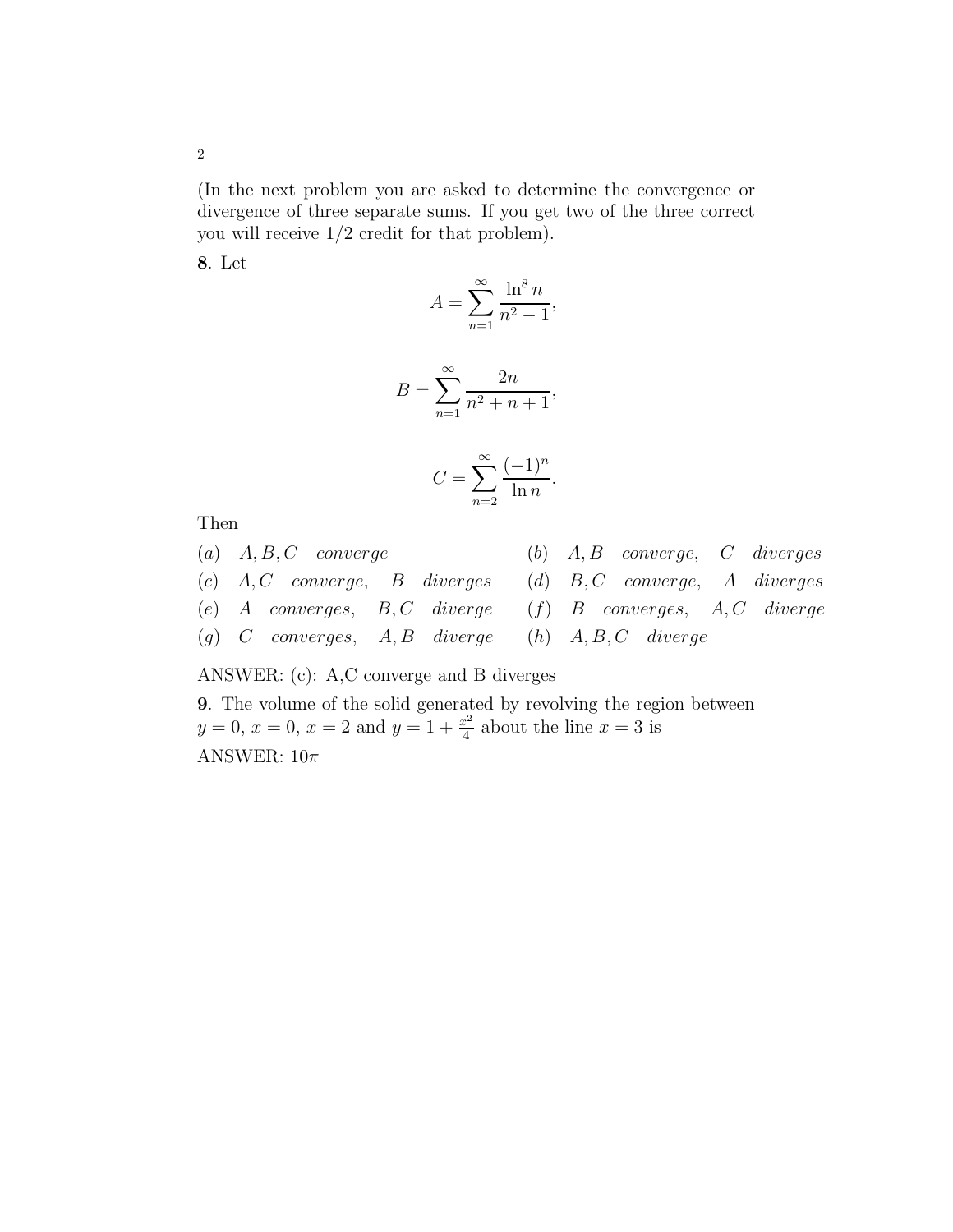(In the next problem you are asked to determine the convergence or divergence of three separate sums. If you get two of the three correct you will receive 1/2 credit for that problem).

**8**. Let

$$A = \sum_{n=1}^{\infty} \frac{\ln^8 n}{n^2 - 1},$$

$$B = \sum_{n=1}^{\infty} \frac{2n}{n^2 + n + 1},$$

$$C = \sum_{n=2}^{\infty} \frac{(-1)^n}{\ln n}.$$

Then

| | |
|---|---|
| $(a)$ $A, B, C$ *converge* | $(b)$ $A, B$ *converge*, $C$ *diverges* |
| $(c)$ $A, C$ *converge*, $B$ *diverges* | $(d)$ $B, C$ *converge*, $A$ *diverges* |
| $(e)$ $A$ *converges*, $B, C$ *diverge* | $(f)$ $B$ *converges*, $A, C$ *diverge* |
| $(g)$ $C$ *converges*, $A, B$ *diverge* | $(h)$ $A, B, C$ *diverge* |

ANSWER: (c): A,C converge and B diverges

**9**. The volume of the solid generated by revolving the region between $y = 0$, $x = 0$, $x = 2$ and $y = 1 + \frac{x^2}{4}$ about the line $x = 3$ is

ANSWER: $10\pi$